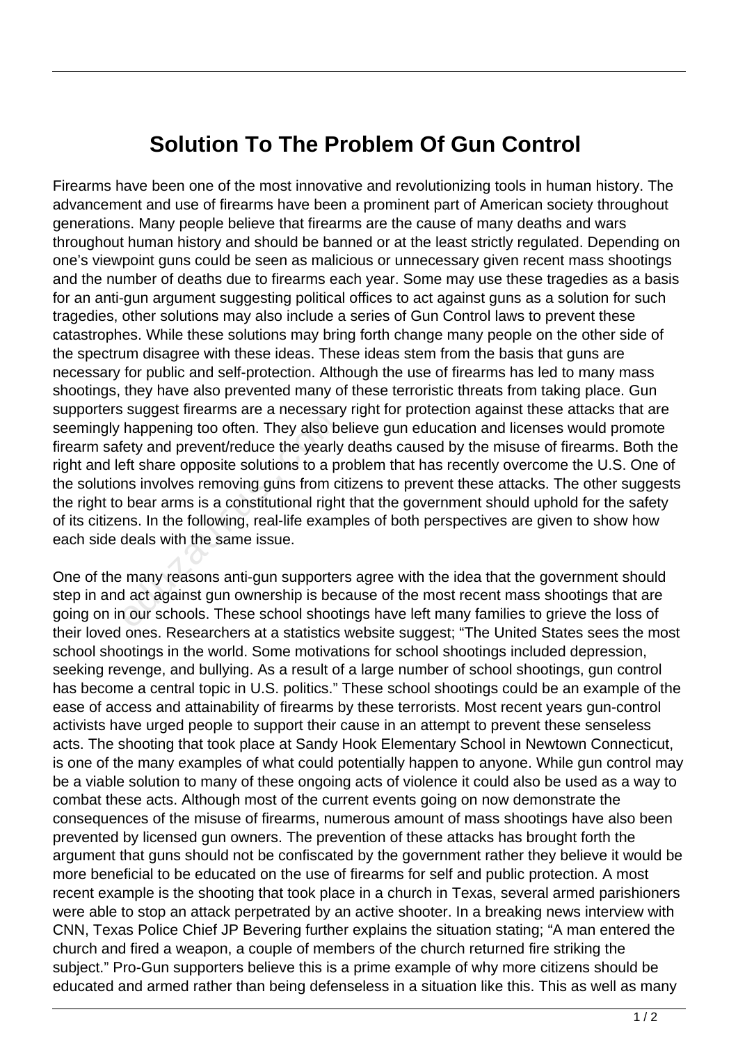# Solution To The Problem Of Gun Control

Firearms have been one of the most innovative and revolutionizing tools in human history. The advancement and use of firearms have been a prominent part of American society throughout generations. Many people believe that firearms are the cause of many deaths and wars throughout human history and should be banned or at the least strictly regulated. Depending on one's viewpoint guns could be seen as malicious or unnecessary given recent mass shootings and the number of deaths due to firearms each year. Some may use these tragedies as a basis for an anti-gun argument suggesting political offices to act against guns as a solution for such tragedies, other solutions may also include a series of Gun Control laws to prevent these catastrophes. While these solutions may bring forth change many people on the other side of the spectrum disagree with these ideas. These ideas stem from the basis that guns are necessary for public and self-protection. Although the use of firearms has led to many mass shootings, they have also prevented many of these terroristic threats from taking place. Gun supporters suggest firearms are a necessary right for protection against these attacks that are seemingly happening too often. They also believe gun education and licenses would promote firearm safety and prevent/reduce the yearly deaths caused by the misuse of firearms. Both the right and left share opposite solutions to a problem that has recently overcome the U.S. One of the solutions involves removing guns from citizens to prevent these attacks. The other suggests the right to bear arms is a constitutional right that the government should uphold for the safety of its citizens. In the following, real-life examples of both perspectives are given to show how each side deals with the same issue.

One of the many reasons anti-gun supporters agree with the idea that the government should step in and act against gun ownership is because of the most recent mass shootings that are going on in our schools. These school shootings have left many families to grieve the loss of their loved ones. Researchers at a statistics website suggest; "The United States sees the most school shootings in the world. Some motivations for school shootings included depression, seeking revenge, and bullying. As a result of a large number of school shootings, gun control has become a central topic in U.S. politics." These school shootings could be an example of the ease of access and attainability of firearms by these terrorists. Most recent years gun-control activists have urged people to support their cause in an attempt to prevent these senseless acts. The shooting that took place at Sandy Hook Elementary School in Newtown Connecticut, is one of the many examples of what could potentially happen to anyone. While gun control may be a viable solution to many of these ongoing acts of violence it could also be used as a way to combat these acts. Although most of the current events going on now demonstrate the consequences of the misuse of firearms, numerous amount of mass shootings have also been prevented by licensed gun owners. The prevention of these attacks has brought forth the argument that guns should not be confiscated by the government rather they believe it would be more beneficial to be educated on the use of firearms for self and public protection. A most recent example is the shooting that took place in a church in Texas, several armed parishioners were able to stop an attack perpetrated by an active shooter. In a breaking news interview with CNN, Texas Police Chief JP Bevering further explains the situation stating; "A man entered the church and fired a weapon, a couple of members of the church returned fire striking the subject." Pro-Gun supporters believe this is a prime example of why more citizens should be educated and armed rather than being defenseless in a situation like this. This as well as many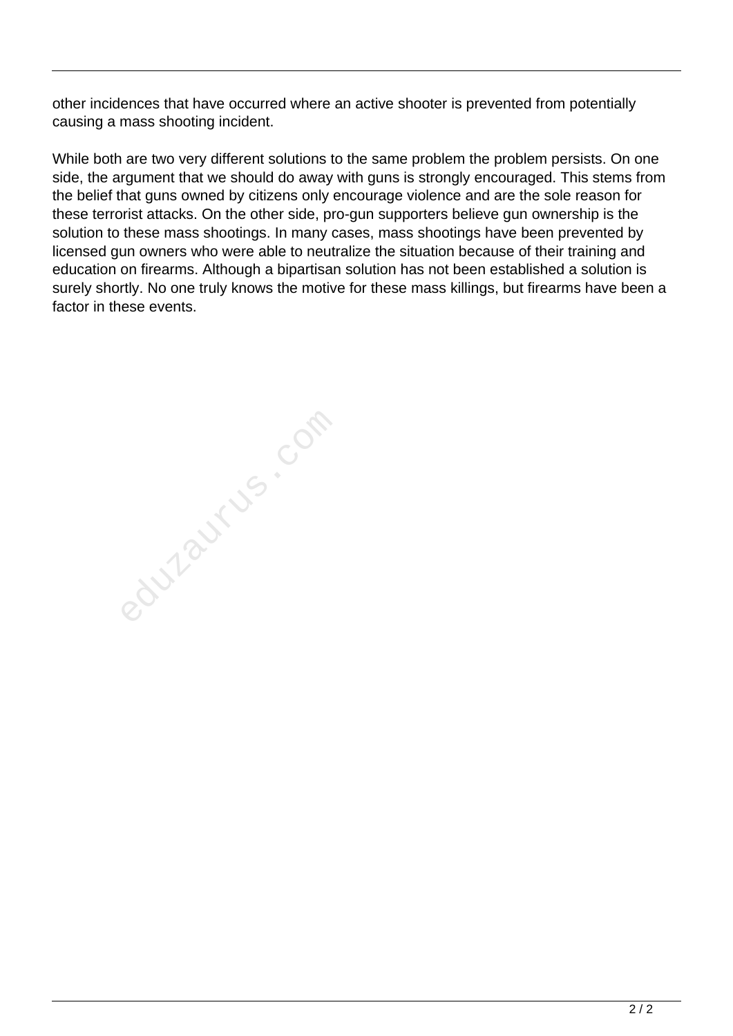other incidences that have occurred where an active shooter is prevented from potentially causing a mass shooting incident.

While both are two very different solutions to the same problem the problem persists. On one side, the argument that we should do away with guns is strongly encouraged. This stems from the belief that guns owned by citizens only encourage violence and are the sole reason for these terrorist attacks. On the other side, pro-gun supporters believe gun ownership is the solution to these mass shootings. In many cases, mass shootings have been prevented by licensed gun owners who were able to neutralize the situation because of their training and education on firearms. Although a bipartisan solution has not been established a solution is surely shortly. No one truly knows the motive for these mass killings, but firearms have been a factor in these events.